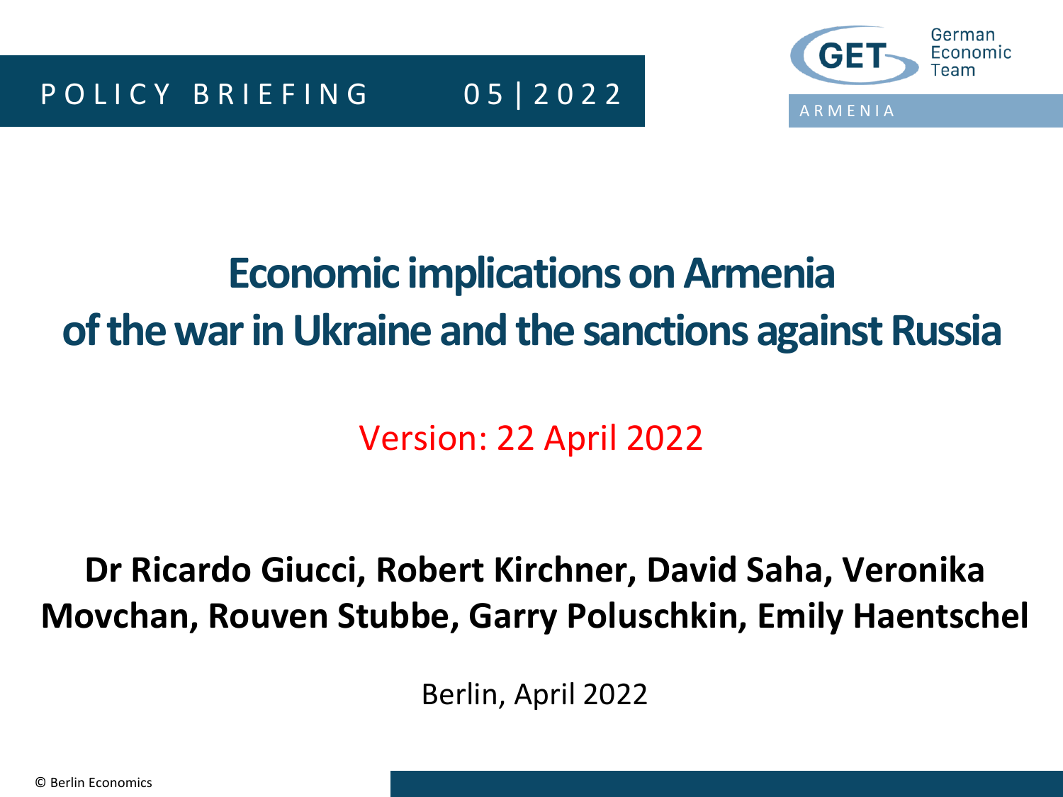POLICY BRIEFING 05 | 2022

German Economic Team

ARMENIA

# Economic implications on Armenia of the war in Ukraine and the sanctions against Russia

Version: 22 April 2022

**Dr Ricardo Giucci, Robert Kirchner, David Saha, Veronika Movchan, Rouven Stubbe, Garry Poluschkin, Emily Haentschel**

Berlin, April 2022

© Berlin Economics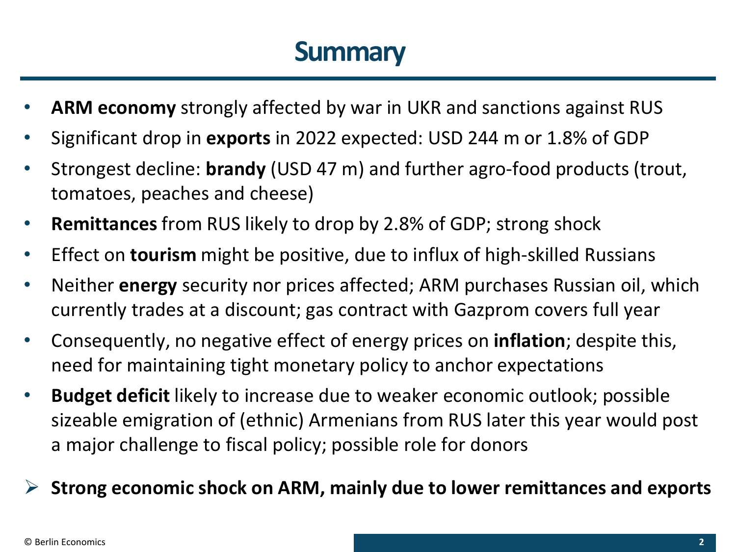# Summary

- **ARM economy** strongly affected by war in UKR and sanctions against RUS
- Significant drop in **exports** in 2022 expected: USD 244 m or 1.8% of GDP
- Strongest decline: **brandy** (USD 47 m) and further agro-food products (trout, tomatoes, peaches and cheese)
- **Remittances** from RUS likely to drop by 2.8% of GDP; strong shock
- Effect on **tourism** might be positive, due to influx of high-skilled Russians
- Neither **energy** security nor prices affected; ARM purchases Russian oil, which currently trades at a discount; gas contract with Gazprom covers full year
- Consequently, no negative effect of energy prices on **inflation**; despite this, need for maintaining tight monetary policy to anchor expectations
- **Budget deficit** likely to increase due to weaker economic outlook; possible sizeable emigration of (ethnic) Armenians from RUS later this year would post a major challenge to fiscal policy; possible role for donors

➢ **Strong economic shock on ARM, mainly due to lower remittances and exports**

© Berlin Economics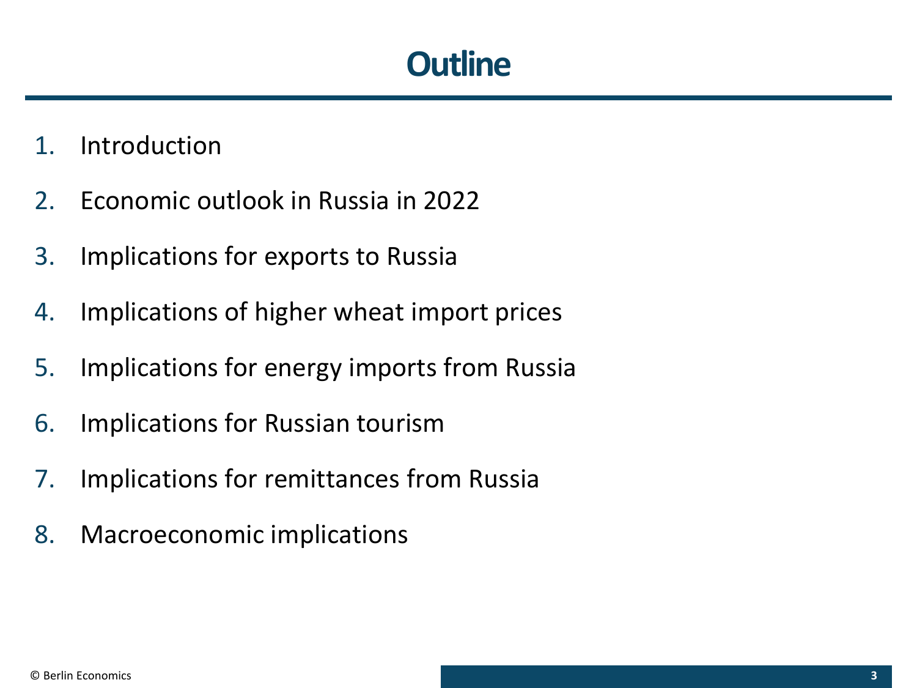# Outline

1. Introduction
2. Economic outlook in Russia in 2022
3. Implications for exports to Russia
4. Implications of higher wheat import prices
5. Implications for energy imports from Russia
6. Implications for Russian tourism
7. Implications for remittances from Russia
8. Macroeconomic implications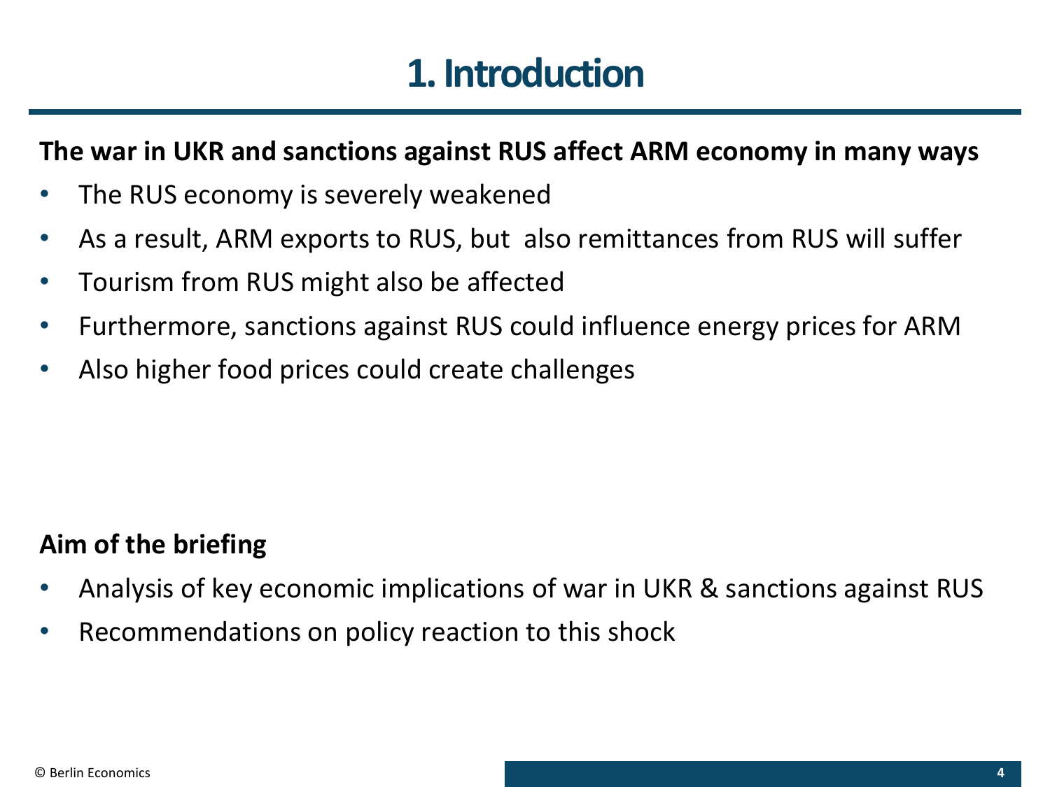# 1. Introduction

**The war in UKR and sanctions against RUS affect ARM economy in many ways**

- The RUS economy is severely weakened
- As a result, ARM exports to RUS, but also remittances from RUS will suffer
- Tourism from RUS might also be affected
- Furthermore, sanctions against RUS could influence energy prices for ARM
- Also higher food prices could create challenges

**Aim of the briefing**

- Analysis of key economic implications of war in UKR & sanctions against RUS
- Recommendations on policy reaction to this shock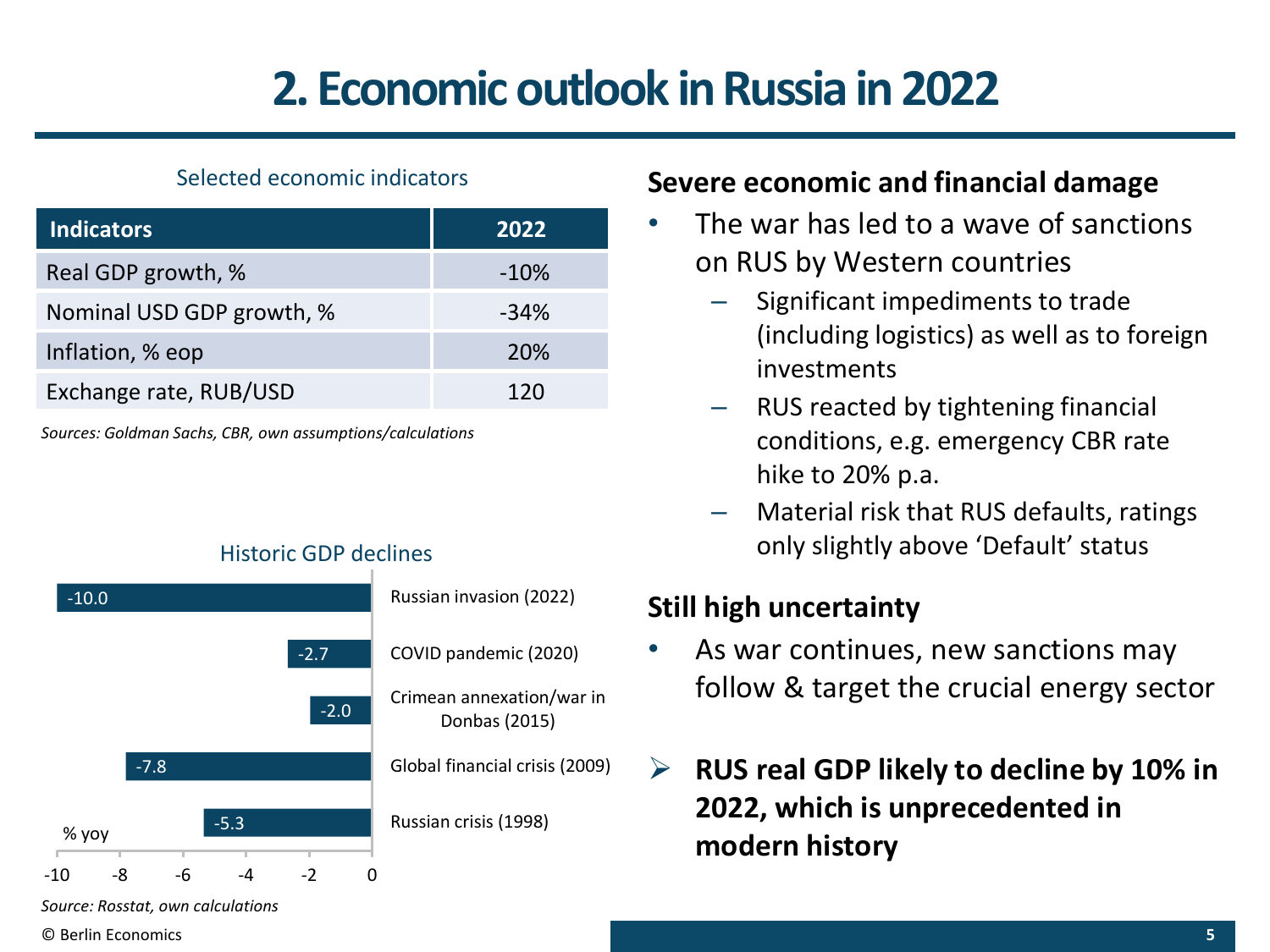# 2. Economic outlook in Russia in 2022

Selected economic indicators

| Indicators | 2022 |
|---|---|
| Real GDP growth, % | -10% |
| Nominal USD GDP growth, % | -34% |
| Inflation, % eop | 20% |
| Exchange rate, RUB/USD | 120 |

*Sources: Goldman Sachs, CBR, own assumptions/calculations*

Historic GDP declines

| Event | % yoy |
|---|---|
| Russian invasion (2022) | -10.0 |
| COVID pandemic (2020) | -2.7 |
| Crimean annexation/war in Donbas (2015) | -2.0 |
| Global financial crisis (2009) | -7.8 |
| Russian crisis (1998) | -5.3 |

*Source: Rosstat, own calculations*

**Severe economic and financial damage**

- The war has led to a wave of sanctions on RUS by Western countries
  - Significant impediments to trade (including logistics) as well as to foreign investments
  - RUS reacted by tightening financial conditions, e.g. emergency CBR rate hike to 20% p.a.
  - Material risk that RUS defaults, ratings only slightly above 'Default' status

**Still high uncertainty**

- As war continues, new sanctions may follow & target the crucial energy sector

➢ **RUS real GDP likely to decline by 10% in 2022, which is unprecedented in modern history**

© Berlin Economics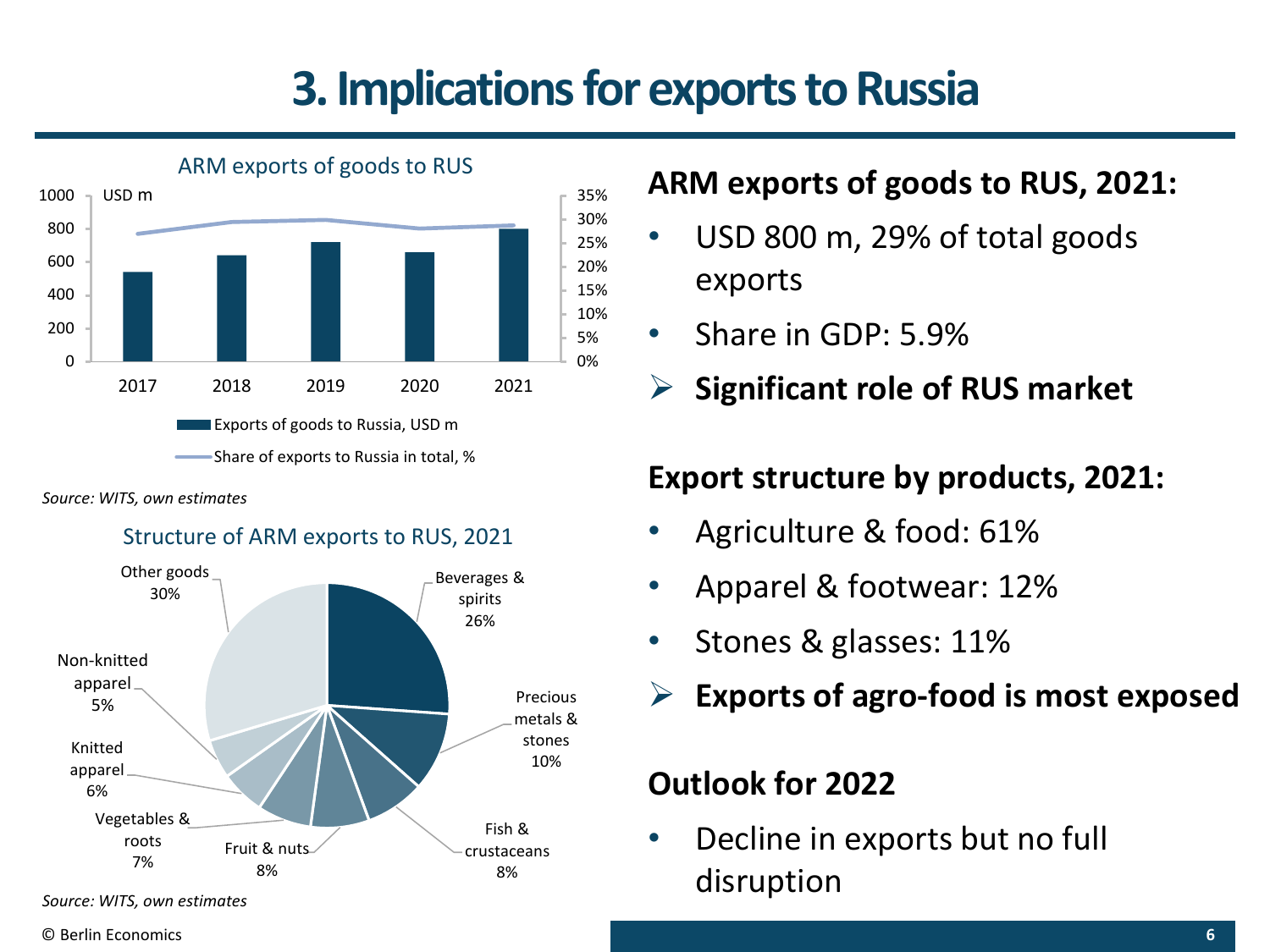# 3. Implications for exports to Russia

ARM exports of goods to RUS

USD m

| Year | Exports of goods to Russia, USD m | Share of exports to Russia in total, % |
|---|---|---|
| 2017 | | |
| 2018 | | |
| 2019 | | |
| 2020 | | |
| 2021 | | |

*Source: WITS, own estimates*

Structure of ARM exports to RUS, 2021

| Category | Share |
|---|---|
| Beverages & spirits | 26% |
| Precious metals & stones | 10% |
| Fish & crustaceans | 8% |
| Fruit & nuts | 8% |
| Vegetables & roots | 7% |
| Knitted apparel | 6% |
| Non-knitted apparel | 5% |
| Other goods | 30% |

*Source: WITS, own estimates*

## ARM exports of goods to RUS, 2021:

- USD 800 m, 29% of total goods exports
- Share in GDP: 5.9%

➢ **Significant role of RUS market**

## Export structure by products, 2021:

- Agriculture & food: 61%
- Apparel & footwear: 12%
- Stones & glasses: 11%

➢ **Exports of agro-food is most exposed**

## Outlook for 2022

- Decline in exports but no full disruption

© Berlin Economics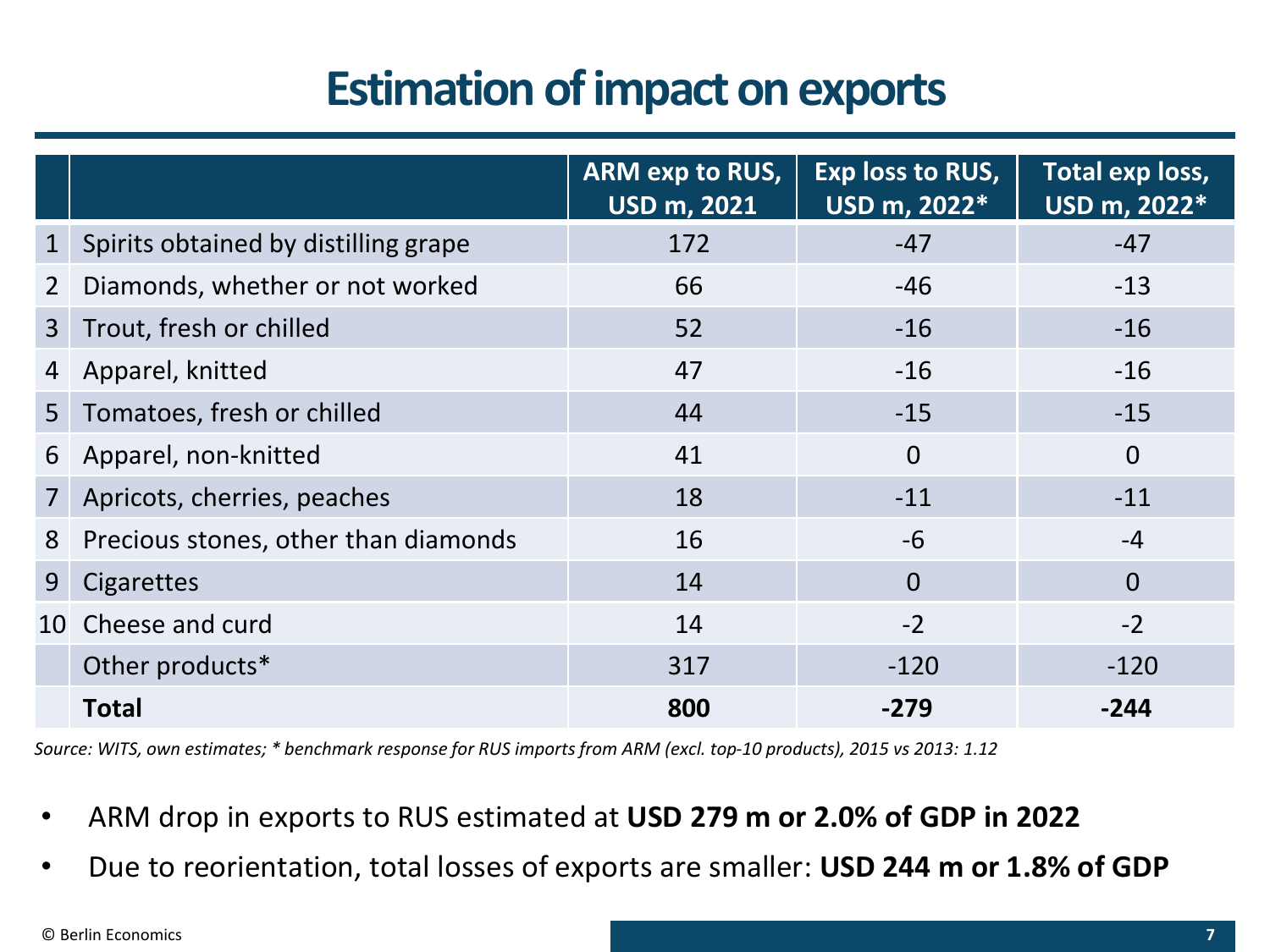# Estimation of impact on exports

| | | ARM exp to RUS, USD m, 2021 | Exp loss to RUS, USD m, 2022* | Total exp loss, USD m, 2022* |
|---|---|---|---|---|
| 1 | Spirits obtained by distilling grape | 172 | -47 | -47 |
| 2 | Diamonds, whether or not worked | 66 | -46 | -13 |
| 3 | Trout, fresh or chilled | 52 | -16 | -16 |
| 4 | Apparel, knitted | 47 | -16 | -16 |
| 5 | Tomatoes, fresh or chilled | 44 | -15 | -15 |
| 6 | Apparel, non-knitted | 41 | 0 | 0 |
| 7 | Apricots, cherries, peaches | 18 | -11 | -11 |
| 8 | Precious stones, other than diamonds | 16 | -6 | -4 |
| 9 | Cigarettes | 14 | 0 | 0 |
| 10 | Cheese and curd | 14 | -2 | -2 |
| | Other products* | 317 | -120 | -120 |
| | **Total** | **800** | **-279** | **-244** |

*Source: WITS, own estimates; * benchmark response for RUS imports from ARM (excl. top-10 products), 2015 vs 2013: 1.12*

- ARM drop in exports to RUS estimated at **USD 279 m or 2.0% of GDP in 2022**
- Due to reorientation, total losses of exports are smaller: **USD 244 m or 1.8% of GDP**

© Berlin Economics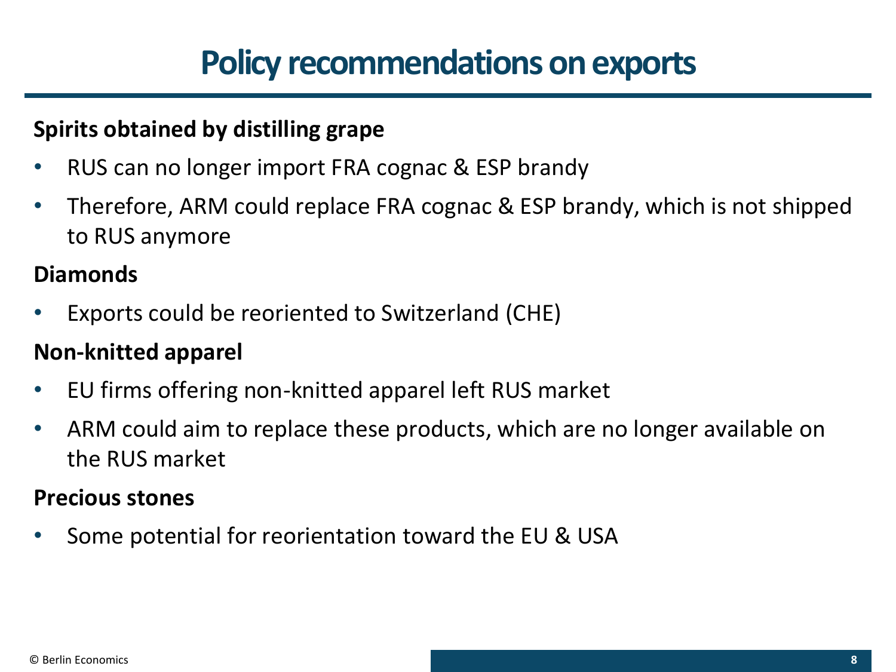# Policy recommendations on exports

**Spirits obtained by distilling grape**

- RUS can no longer import FRA cognac & ESP brandy
- Therefore, ARM could replace FRA cognac & ESP brandy, which is not shipped to RUS anymore

**Diamonds**

- Exports could be reoriented to Switzerland (CHE)

**Non-knitted apparel**

- EU firms offering non-knitted apparel left RUS market
- ARM could aim to replace these products, which are no longer available on the RUS market

**Precious stones**

- Some potential for reorientation toward the EU & USA

© Berlin Economics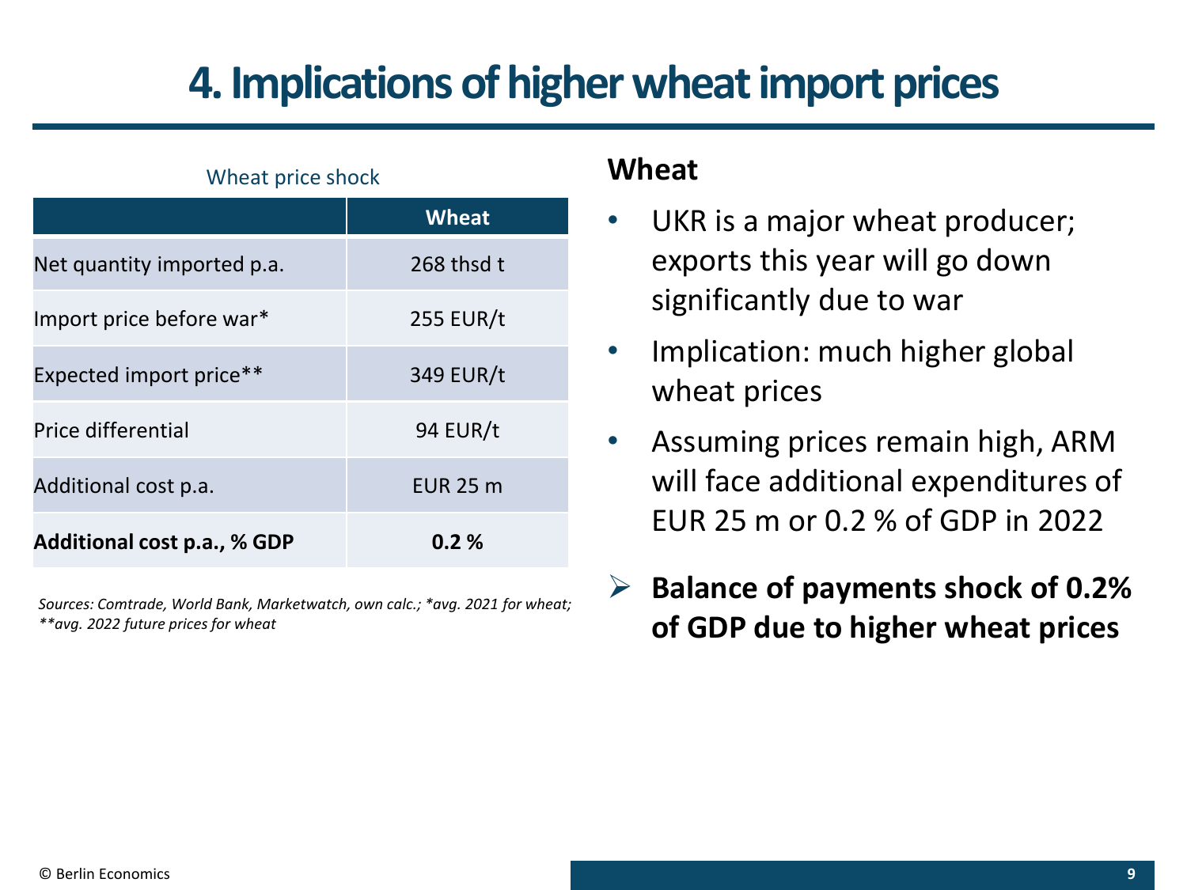# 4. Implications of higher wheat import prices

Wheat price shock

| | Wheat |
|---|---|
| Net quantity imported p.a. | 268 thsd t |
| Import price before war* | 255 EUR/t |
| Expected import price** | 349 EUR/t |
| Price differential | 94 EUR/t |
| Additional cost p.a. | EUR 25 m |
| **Additional cost p.a., % GDP** | **0.2 %** |

*Sources: Comtrade, World Bank, Marketwatch, own calc.; *avg. 2021 for wheat; **avg. 2022 future prices for wheat*

## Wheat

- UKR is a major wheat producer; exports this year will go down significantly due to war
- Implication: much higher global wheat prices
- Assuming prices remain high, ARM will face additional expenditures of EUR 25 m or 0.2 % of GDP in 2022

➢ **Balance of payments shock of 0.2% of GDP due to higher wheat prices**

© Berlin Economics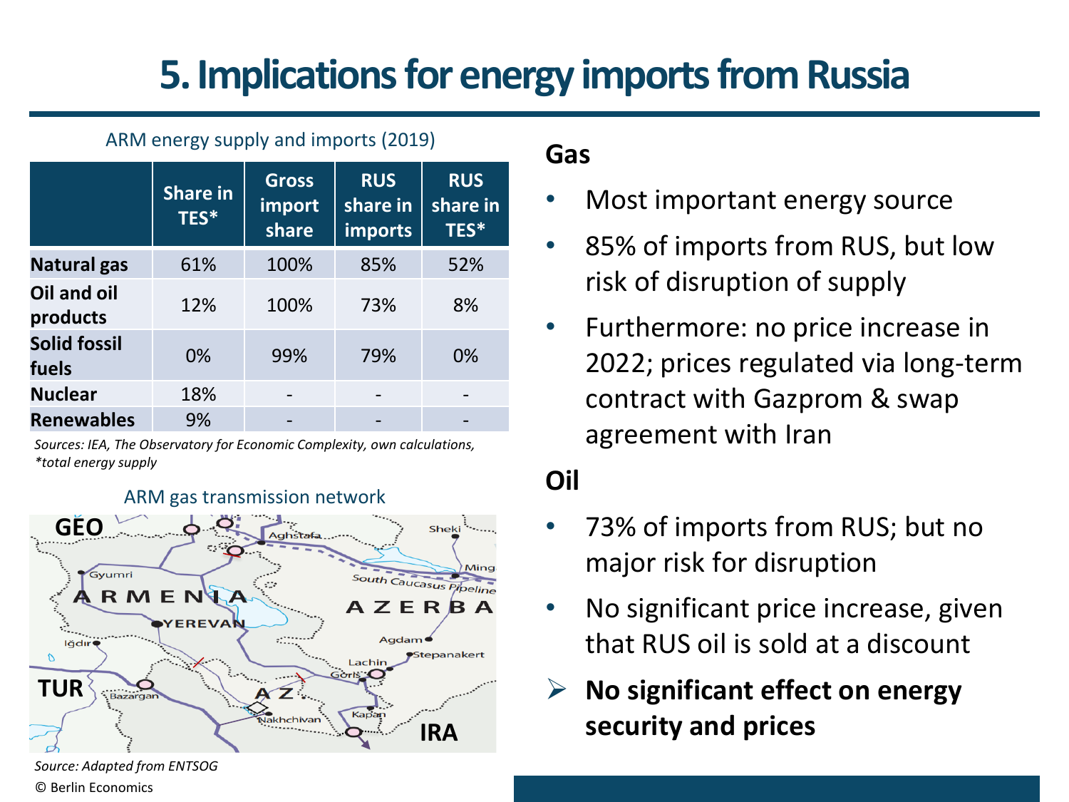# 5. Implications for energy imports from Russia

ARM energy supply and imports (2019)

| | Share in TES* | Gross import share | RUS share in imports | RUS share in TES* |
|---|---|---|---|---|
| **Natural gas** | 61% | 100% | 85% | 52% |
| **Oil and oil products** | 12% | 100% | 73% | 8% |
| **Solid fossil fuels** | 0% | 99% | 79% | 0% |
| **Nuclear** | 18% | - | - | - |
| **Renewables** | 9% | - | - | - |

*Sources: IEA, The Observatory for Economic Complexity, own calculations, *total energy supply*

ARM gas transmission network

*Source: Adapted from ENTSOG*

© Berlin Economics

**Gas**

- Most important energy source
- 85% of imports from RUS, but low risk of disruption of supply
- Furthermore: no price increase in 2022; prices regulated via long-term contract with Gazprom & swap agreement with Iran

**Oil**

- 73% of imports from RUS; but no major risk for disruption
- No significant price increase, given that RUS oil is sold at a discount

➢ **No significant effect on energy security and prices**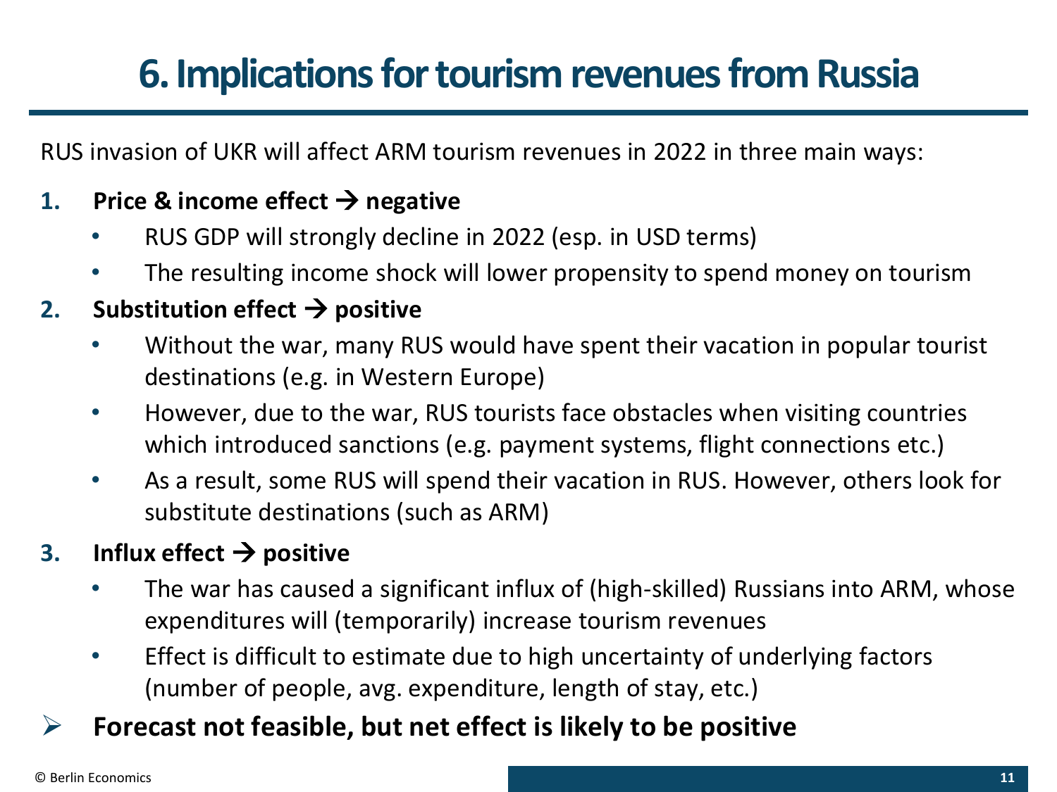# 6. Implications for tourism revenues from Russia

RUS invasion of UKR will affect ARM tourism revenues in 2022 in three main ways:

1. **Price & income effect → negative**
   - RUS GDP will strongly decline in 2022 (esp. in USD terms)
   - The resulting income shock will lower propensity to spend money on tourism
2. **Substitution effect → positive**
   - Without the war, many RUS would have spent their vacation in popular tourist destinations (e.g. in Western Europe)
   - However, due to the war, RUS tourists face obstacles when visiting countries which introduced sanctions (e.g. payment systems, flight connections etc.)
   - As a result, some RUS will spend their vacation in RUS. However, others look for substitute destinations (such as ARM)
3. **Influx effect → positive**
   - The war has caused a significant influx of (high-skilled) Russians into ARM, whose expenditures will (temporarily) increase tourism revenues
   - Effect is difficult to estimate due to high uncertainty of underlying factors (number of people, avg. expenditure, length of stay, etc.)

➢ **Forecast not feasible, but net effect is likely to be positive**

© Berlin Economics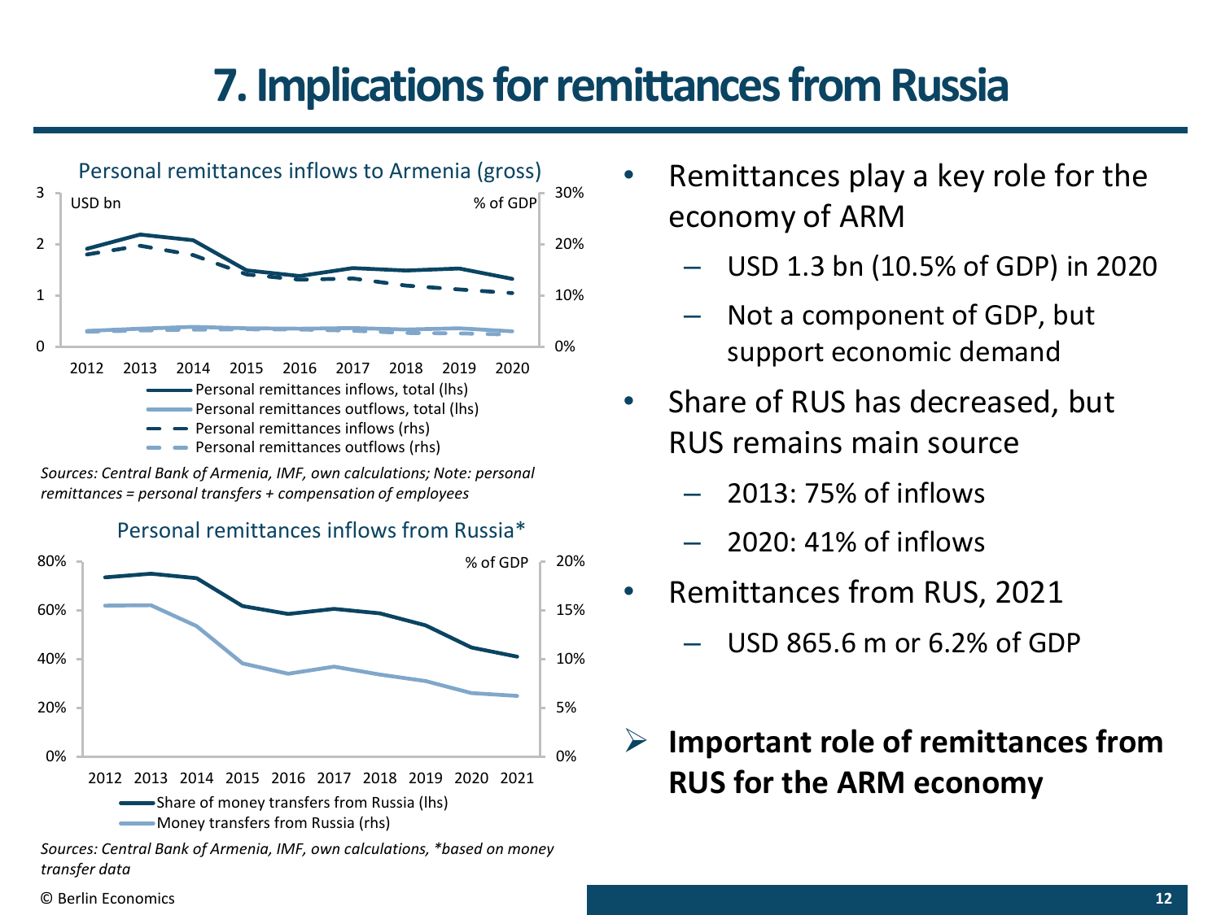# 7. Implications for remittances from Russia

**Personal remittances inflows to Armenia (gross)**

USD bn | % of GDP

- Personal remittances inflows, total (lhs)
- Personal remittances outflows, total (lhs)
- Personal remittances inflows (rhs)
- Personal remittances outflows (rhs)

*Sources: Central Bank of Armenia, IMF, own calculations; Note: personal remittances = personal transfers + compensation of employees*

**Personal remittances inflows from Russia***

% of GDP

- Share of money transfers from Russia (lhs)
- Money transfers from Russia (rhs)

*Sources: Central Bank of Armenia, IMF, own calculations, *based on money transfer data*

- Remittances play a key role for the economy of ARM
  - USD 1.3 bn (10.5% of GDP) in 2020
  - Not a component of GDP, but support economic demand
- Share of RUS has decreased, but RUS remains main source
  - 2013: 75% of inflows
  - 2020: 41% of inflows
- Remittances from RUS, 2021
  - USD 865.6 m or 6.2% of GDP

➢ **Important role of remittances from RUS for the ARM economy**

© Berlin Economics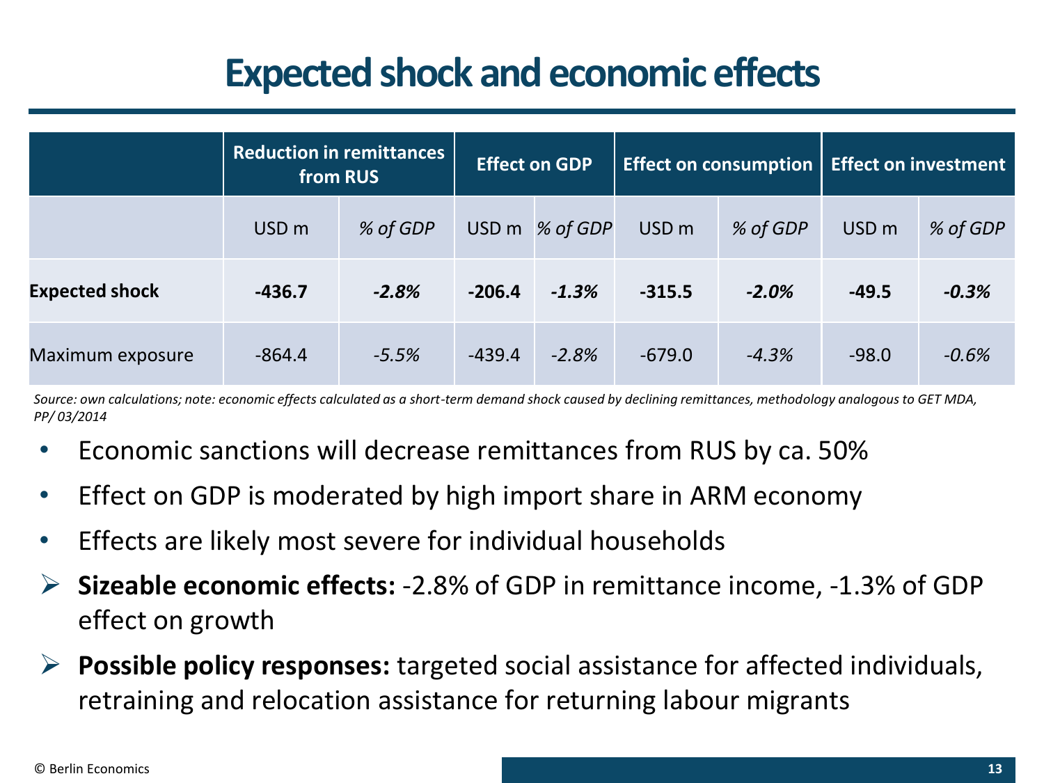# Expected shock and economic effects

| | Reduction in remittances from RUS | | Effect on GDP | | Effect on consumption | | Effect on investment | |
|---|---|---|---|---|---|---|---|---|
| | USD m | *% of GDP* | USD m | *% of GDP* | USD m | *% of GDP* | USD m | *% of GDP* |
| **Expected shock** | **-436.7** | ***-2.8%*** | **-206.4** | ***-1.3%*** | **-315.5** | ***-2.0%*** | **-49.5** | ***-0.3%*** |
| Maximum exposure | -864.4 | *-5.5%* | -439.4 | *-2.8%* | -679.0 | *-4.3%* | -98.0 | *-0.6%* |

*Source: own calculations; note: economic effects calculated as a short-term demand shock caused by declining remittances, methodology analogous to GET MDA, PP/ 03/2014*

- Economic sanctions will decrease remittances from RUS by ca. 50%
- Effect on GDP is moderated by high import share in ARM economy
- Effects are likely most severe for individual households

➢ **Sizeable economic effects:** -2.8% of GDP in remittance income, -1.3% of GDP effect on growth

➢ **Possible policy responses:** targeted social assistance for affected individuals, retraining and relocation assistance for returning labour migrants

© Berlin Economics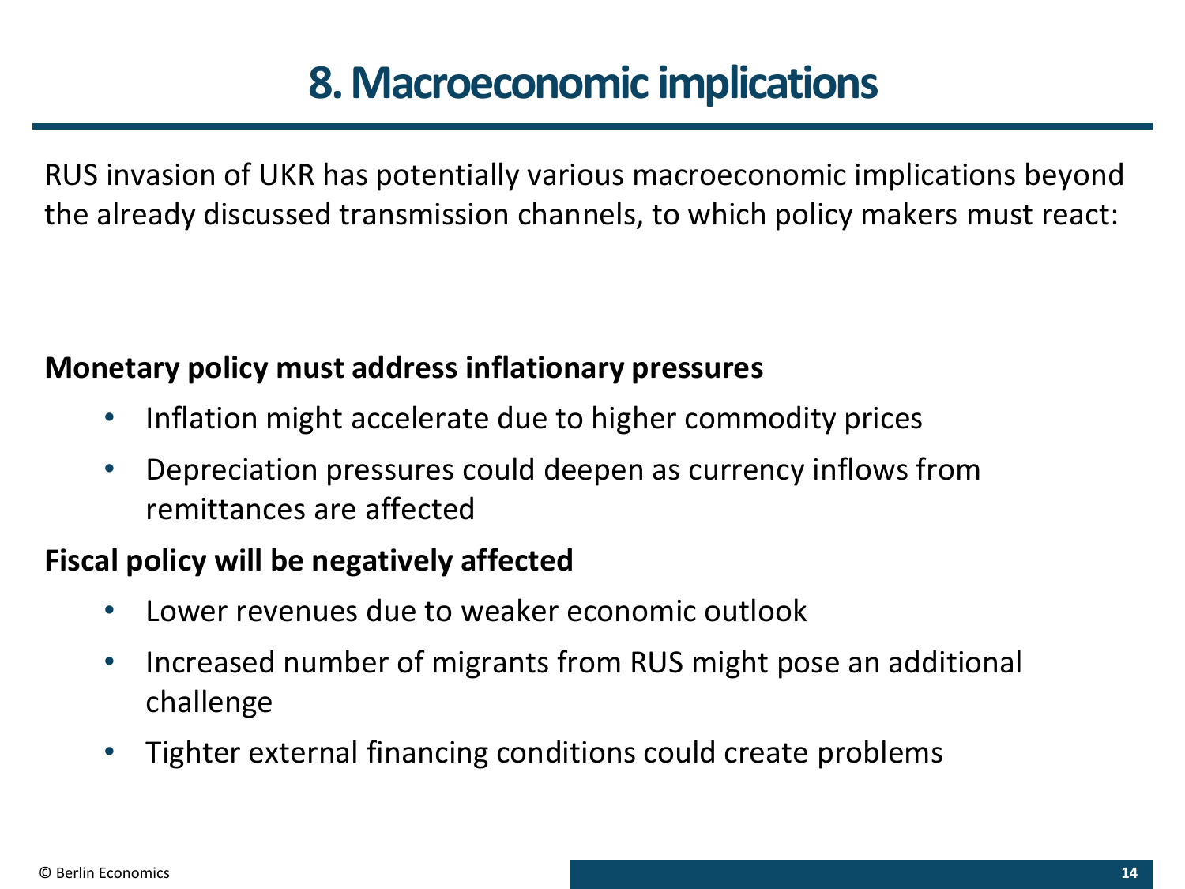# 8. Macroeconomic implications

RUS invasion of UKR has potentially various macroeconomic implications beyond the already discussed transmission channels, to which policy makers must react:

**Monetary policy must address inflationary pressures**

- Inflation might accelerate due to higher commodity prices
- Depreciation pressures could deepen as currency inflows from remittances are affected

**Fiscal policy will be negatively affected**

- Lower revenues due to weaker economic outlook
- Increased number of migrants from RUS might pose an additional challenge
- Tighter external financing conditions could create problems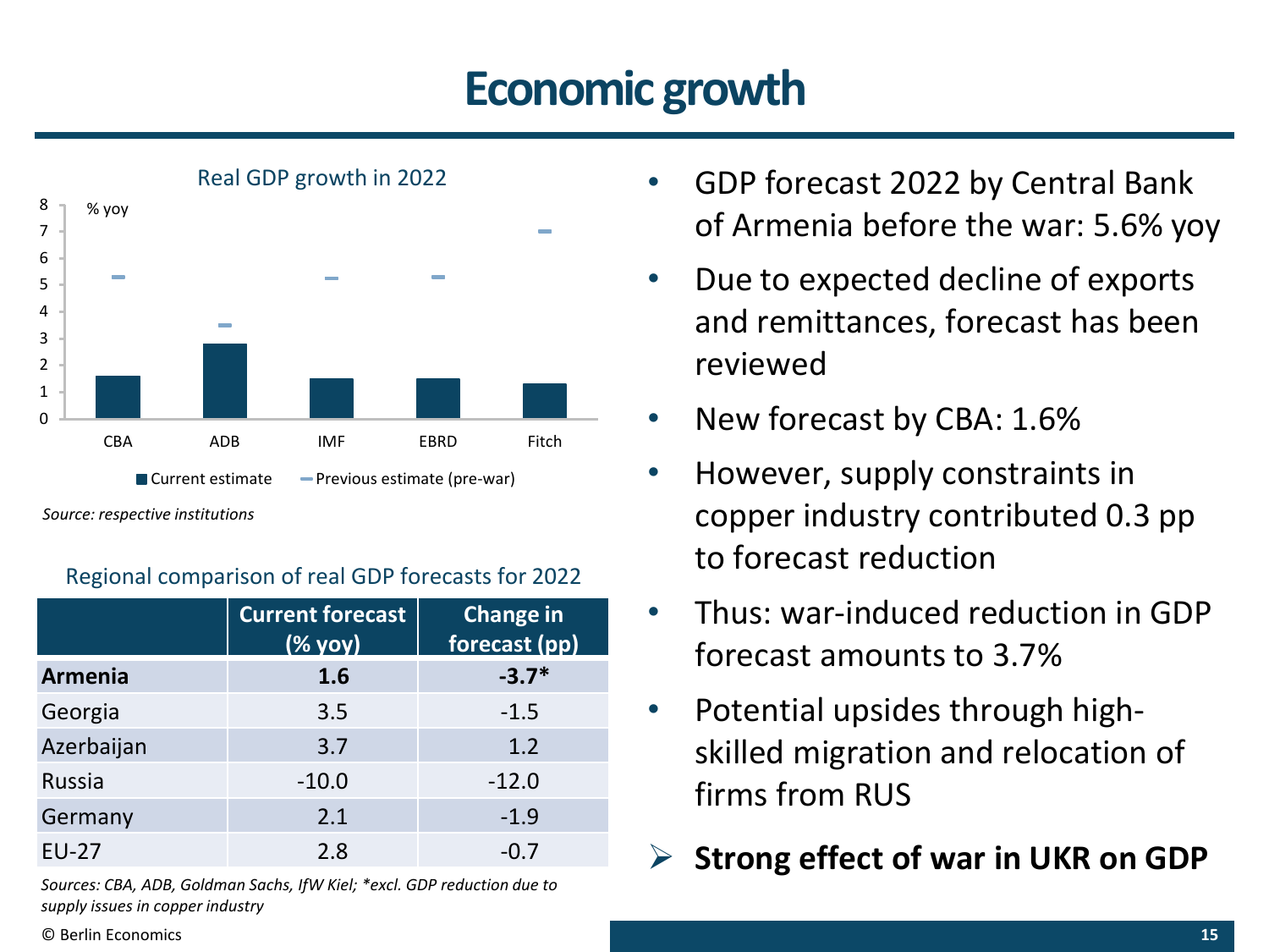# Economic growth

Real GDP growth in 2022

% yoy

| | CBA | ADB | IMF | EBRD | Fitch |
|---|---|---|---|---|---|
| Current estimate | 1.6 | 2.8 | 1.5 | 1.5 | 1.3 |
| Previous estimate (pre-war) | 5.3 | 3.5 | 5.25 | 5.3 | 7.0 |

*Source: respective institutions*

Regional comparison of real GDP forecasts for 2022

| | Current forecast (% yoy) | Change in forecast (pp) |
|---|---|---|
| **Armenia** | **1.6** | **-3.7*** |
| Georgia | 3.5 | -1.5 |
| Azerbaijan | 3.7 | 1.2 |
| Russia | -10.0 | -12.0 |
| Germany | 2.1 | -1.9 |
| EU-27 | 2.8 | -0.7 |

*Sources: CBA, ADB, Goldman Sachs, IfW Kiel; *excl. GDP reduction due to supply issues in copper industry*

- GDP forecast 2022 by Central Bank of Armenia before the war: 5.6% yoy
- Due to expected decline of exports and remittances, forecast has been reviewed
- New forecast by CBA: 1.6%
- However, supply constraints in copper industry contributed 0.3 pp to forecast reduction
- Thus: war-induced reduction in GDP forecast amounts to 3.7%
- Potential upsides through high-skilled migration and relocation of firms from RUS

➢ **Strong effect of war in UKR on GDP**

© Berlin Economics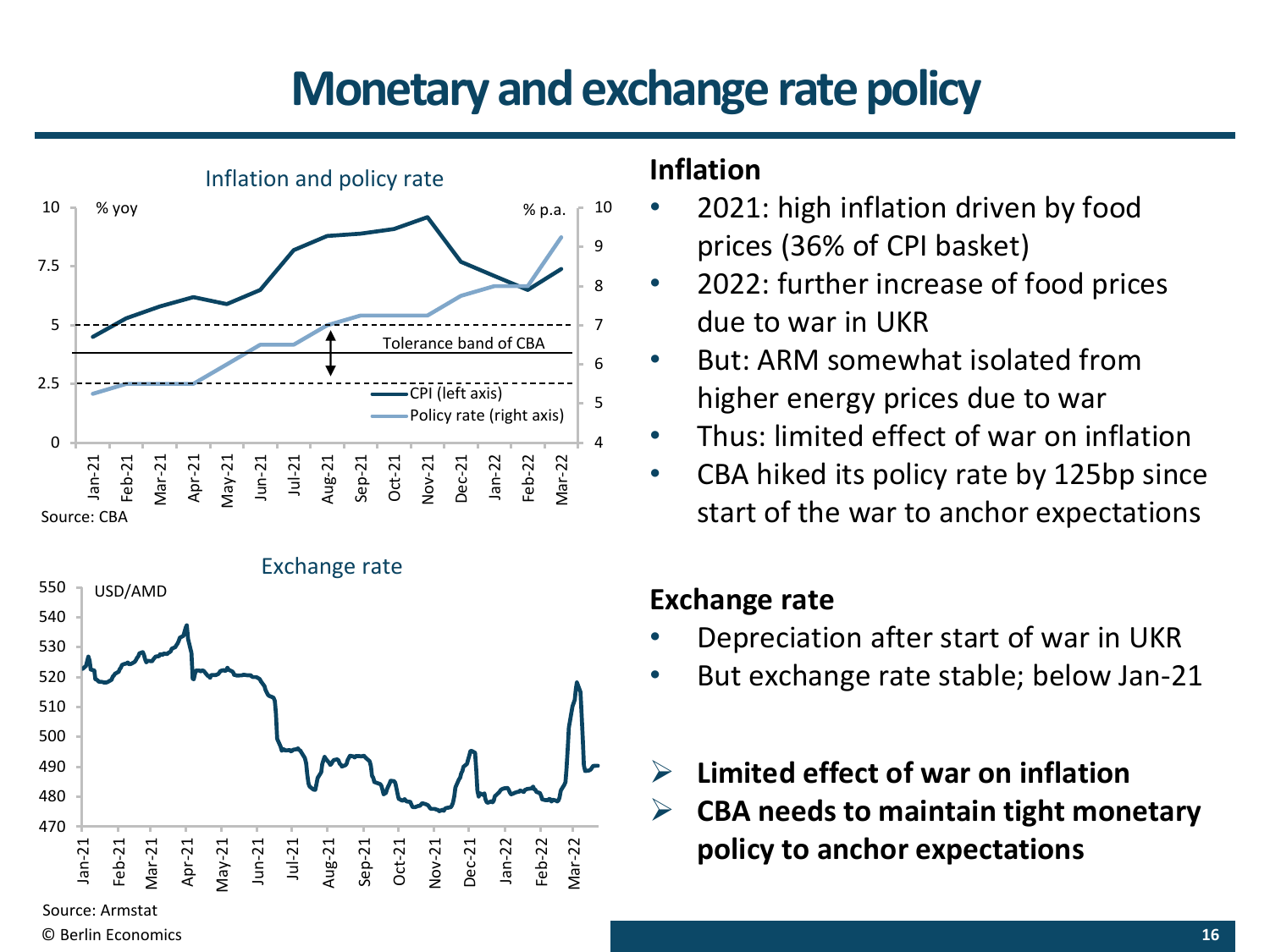# Monetary and exchange rate policy

Inflation and policy rate

Source: CBA

Exchange rate

Source: Armstat

## Inflation

- 2021: high inflation driven by food prices (36% of CPI basket)
- 2022: further increase of food prices due to war in UKR
- But: ARM somewhat isolated from higher energy prices due to war
- Thus: limited effect of war on inflation
- CBA hiked its policy rate by 125bp since start of the war to anchor expectations

## Exchange rate

- Depreciation after start of war in UKR
- But exchange rate stable; below Jan-21

- **Limited effect of war on inflation**
- **CBA needs to maintain tight monetary policy to anchor expectations**

© Berlin Economics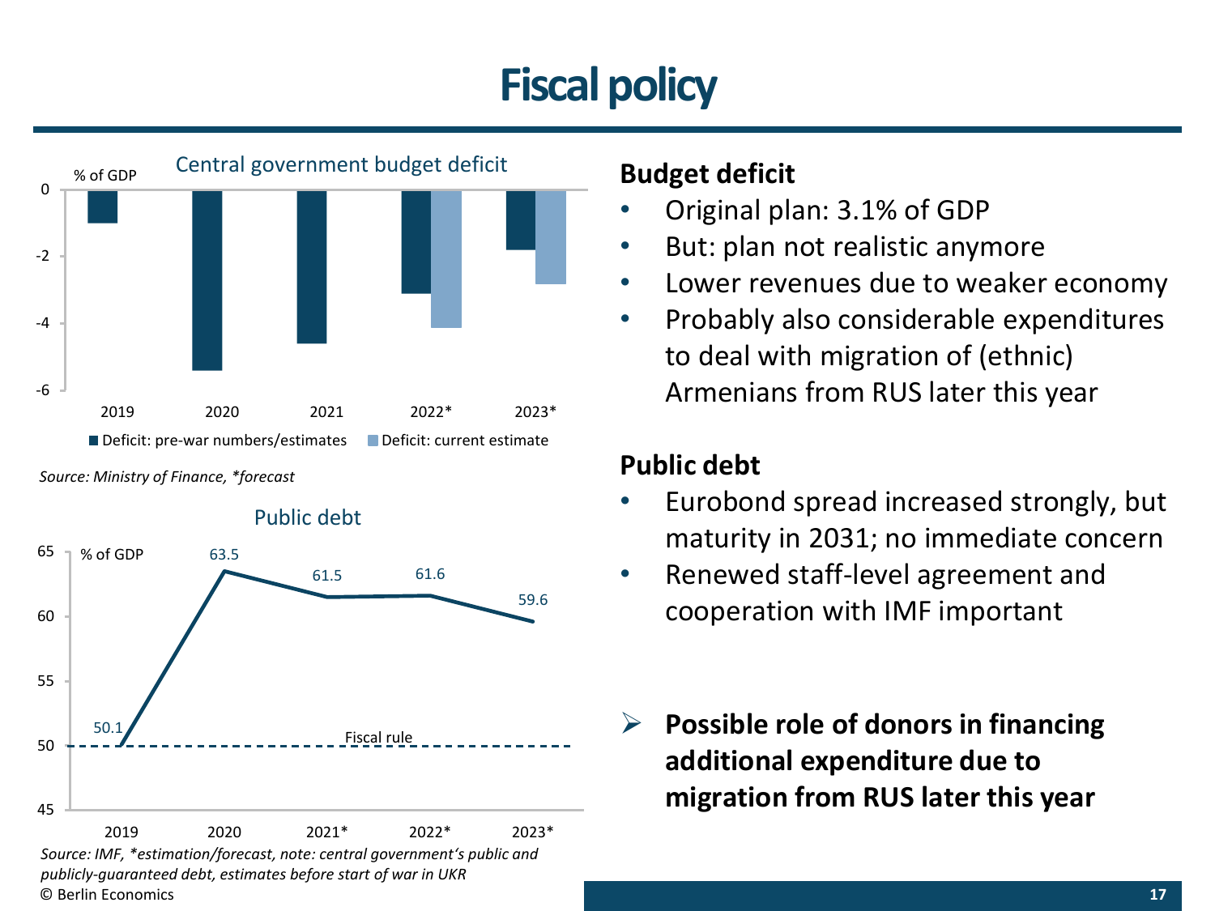# Fiscal policy

**Central government budget deficit**

% of GDP

| | 2019 | 2020 | 2021 | 2022* | 2023* |
|---|---|---|---|---|---|
| Deficit: pre-war numbers/estimates | -1.0 | -5.4 | -4.6 | -3.1 | -1.8 |
| Deficit: current estimate | | | | -4.1 | -2.8 |

*Source: Ministry of Finance, *forecast*

**Public debt**

% of GDP

| 2019 | 2020 | 2021* | 2022* | 2023* |
|---|---|---|---|---|
| 50.1 | 63.5 | 61.5 | 61.6 | 59.6 |

Fiscal rule: 50

*Source: IMF, *estimation/forecast, note: central government's public and publicly-guaranteed debt, estimates before start of war in UKR*

© Berlin Economics

## Budget deficit

- Original plan: 3.1% of GDP
- But: plan not realistic anymore
- Lower revenues due to weaker economy
- Probably also considerable expenditures to deal with migration of (ethnic) Armenians from RUS later this year

## Public debt

- Eurobond spread increased strongly, but maturity in 2031; no immediate concern
- Renewed staff-level agreement and cooperation with IMF important

➢ **Possible role of donors in financing additional expenditure due to migration from RUS later this year**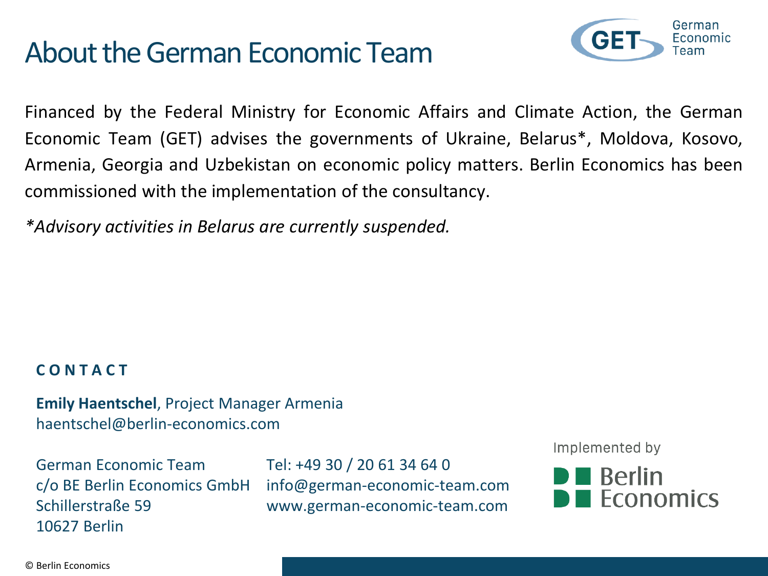# About the German Economic Team

Financed by the Federal Ministry for Economic Affairs and Climate Action, the German Economic Team (GET) advises the governments of Ukraine, Belarus*, Moldova, Kosovo, Armenia, Georgia and Uzbekistan on economic policy matters. Berlin Economics has been commissioned with the implementation of the consultancy.

*\*Advisory activities in Belarus are currently suspended.*

**CONTACT**

**Emily Haentschel**, Project Manager Armenia
haentschel@berlin-economics.com

German Economic Team
c/o BE Berlin Economics GmbH
Schillerstraße 59
10627 Berlin

Tel: +49 30 / 20 61 34 64 0
info@german-economic-team.com
www.german-economic-team.com

Implemented by

Berlin Economics

© Berlin Economics